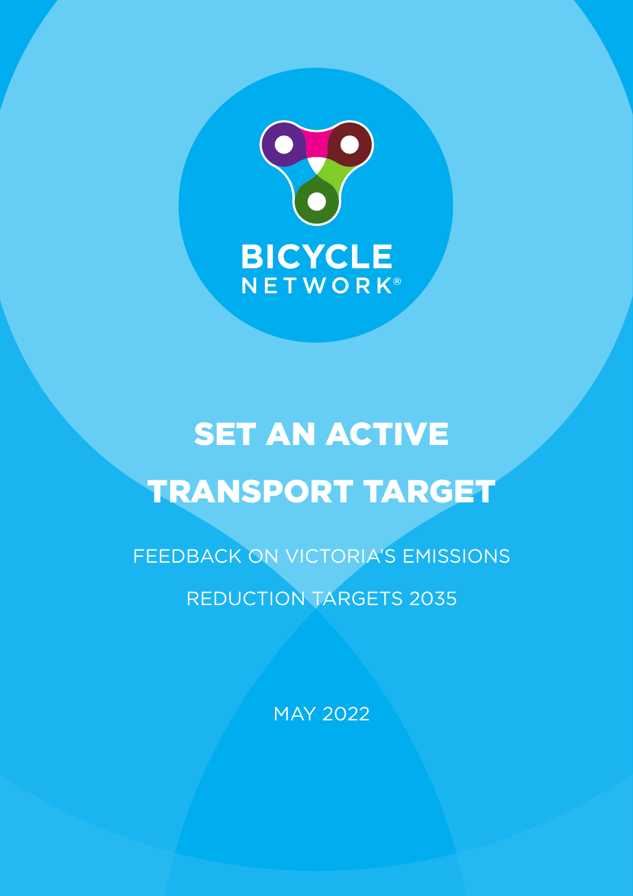BICYCLE NETWORK®

# SET AN ACTIVE TRANSPORT TARGET

FEEDBACK ON VICTORIA'S EMISSIONS REDUCTION TARGETS 2035

MAY 2022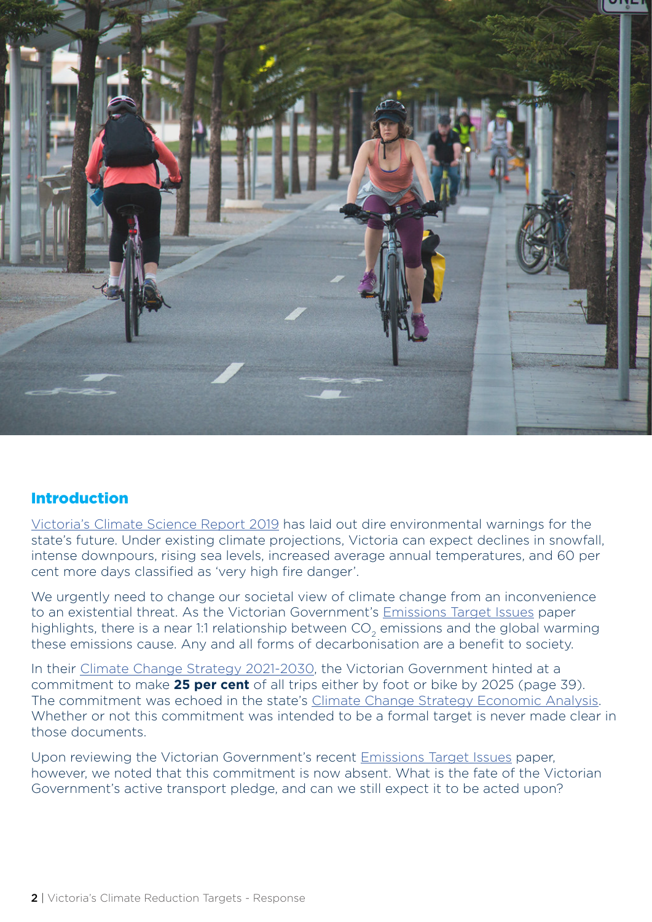## Introduction

Victoria's Climate Science Report 2019 has laid out dire environmental warnings for the state's future. Under existing climate projections, Victoria can expect declines in snowfall, intense downpours, rising sea levels, increased average annual temperatures, and 60 per cent more days classified as 'very high fire danger'.

We urgently need to change our societal view of climate change from an inconvenience to an existential threat. As the Victorian Government's Emissions Target Issues paper highlights, there is a near 1:1 relationship between $CO_2$ emissions and the global warming these emissions cause. Any and all forms of decarbonisation are a benefit to society.

In their Climate Change Strategy 2021-2030, the Victorian Government hinted at a commitment to make **25 per cent** of all trips either by foot or bike by 2025 (page 39). The commitment was echoed in the state's Climate Change Strategy Economic Analysis. Whether or not this commitment was intended to be a formal target is never made clear in those documents.

Upon reviewing the Victorian Government's recent Emissions Target Issues paper, however, we noted that this commitment is now absent. What is the fate of the Victorian Government's active transport pledge, and can we still expect it to be acted upon?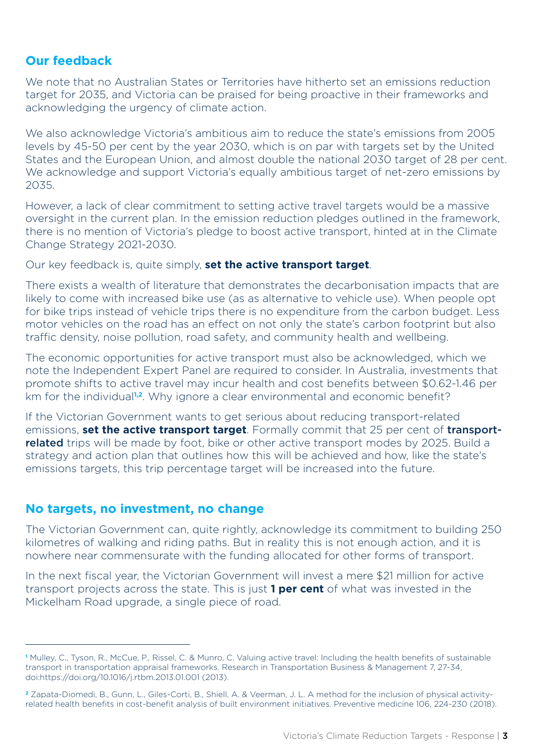## Our feedback

We note that no Australian States or Territories have hitherto set an emissions reduction target for 2035, and Victoria can be praised for being proactive in their frameworks and acknowledging the urgency of climate action.

We also acknowledge Victoria's ambitious aim to reduce the state's emissions from 2005 levels by 45-50 per cent by the year 2030, which is on par with targets set by the United States and the European Union, and almost double the national 2030 target of 28 per cent. We acknowledge and support Victoria's equally ambitious target of net-zero emissions by 2035.

However, a lack of clear commitment to setting active travel targets would be a massive oversight in the current plan. In the emission reduction pledges outlined in the framework, there is no mention of Victoria's pledge to boost active transport, hinted at in the Climate Change Strategy 2021-2030.

Our key feedback is, quite simply, **set the active transport target**.

There exists a wealth of literature that demonstrates the decarbonisation impacts that are likely to come with increased bike use (as as alternative to vehicle use). When people opt for bike trips instead of vehicle trips there is no expenditure from the carbon budget. Less motor vehicles on the road has an effect on not only the state's carbon footprint but also traffic density, noise pollution, road safety, and community health and wellbeing.

The economic opportunities for active transport must also be acknowledged, which we note the Independent Expert Panel are required to consider. In Australia, investments that promote shifts to active travel may incur health and cost benefits between $0.62-1.46 per km for the individual[1,2]. Why ignore a clear environmental and economic benefit?

If the Victorian Government wants to get serious about reducing transport-related emissions, **set the active transport target**. Formally commit that 25 per cent of **transport-related** trips will be made by foot, bike or other active transport modes by 2025. Build a strategy and action plan that outlines how this will be achieved and how, like the state's emissions targets, this trip percentage target will be increased into the future.

## No targets, no investment, no change

The Victorian Government can, quite rightly, acknowledge its commitment to building 250 kilometres of walking and riding paths. But in reality this is not enough action, and it is nowhere near commensurate with the funding allocated for other forms of transport.

In the next fiscal year, the Victorian Government will invest a mere $21 million for active transport projects across the state. This is just **1 per cent** of what was invested in the Mickelham Road upgrade, a single piece of road.

---

[1] Mulley, C., Tyson, R., McCue, P., Rissel, C. & Munro, C. Valuing active travel: Including the health benefits of sustainable transport in transportation appraisal frameworks. Research in Transportation Business & Management 7, 27-34, doi:https://doi.org/10.1016/j.rtbm.2013.01.001 (2013).

[2] Zapata-Diomedi, B., Gunn, L., Giles-Corti, B., Shiell, A. & Veerman, J. L. A method for the inclusion of physical activity-related health benefits in cost-benefit analysis of built environment initiatives. Preventive medicine 106, 224-230 (2018).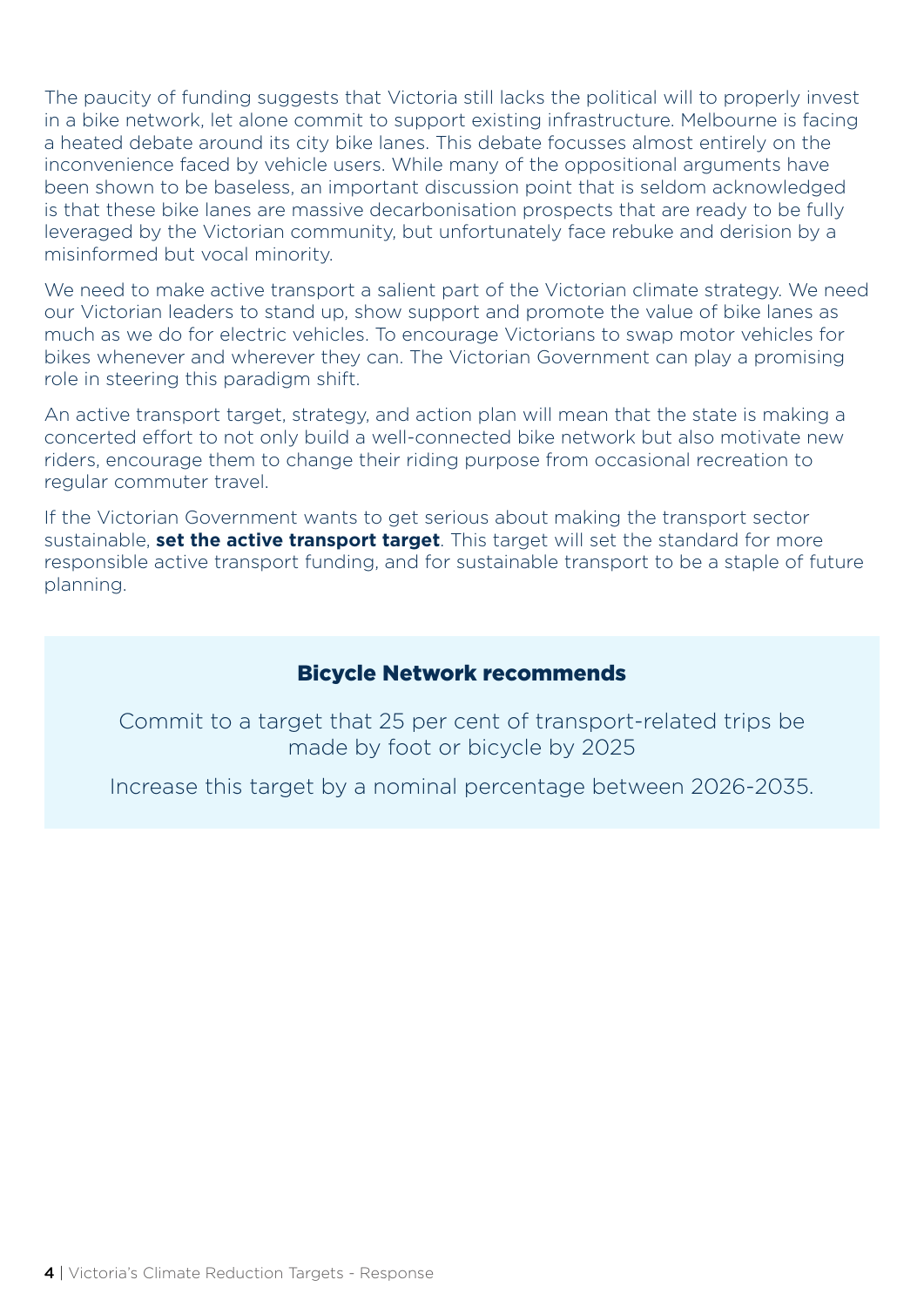The paucity of funding suggests that Victoria still lacks the political will to properly invest in a bike network, let alone commit to support existing infrastructure. Melbourne is facing a heated debate around its city bike lanes. This debate focusses almost entirely on the inconvenience faced by vehicle users. While many of the oppositional arguments have been shown to be baseless, an important discussion point that is seldom acknowledged is that these bike lanes are massive decarbonisation prospects that are ready to be fully leveraged by the Victorian community, but unfortunately face rebuke and derision by a misinformed but vocal minority.

We need to make active transport a salient part of the Victorian climate strategy. We need our Victorian leaders to stand up, show support and promote the value of bike lanes as much as we do for electric vehicles. To encourage Victorians to swap motor vehicles for bikes whenever and wherever they can. The Victorian Government can play a promising role in steering this paradigm shift.

An active transport target, strategy, and action plan will mean that the state is making a concerted effort to not only build a well-connected bike network but also motivate new riders, encourage them to change their riding purpose from occasional recreation to regular commuter travel.

If the Victorian Government wants to get serious about making the transport sector sustainable, **set the active transport target**. This target will set the standard for more responsible active transport funding, and for sustainable transport to be a staple of future planning.

### Bicycle Network recommends

Commit to a target that 25 per cent of transport-related trips be made by foot or bicycle by 2025

Increase this target by a nominal percentage between 2026-2035.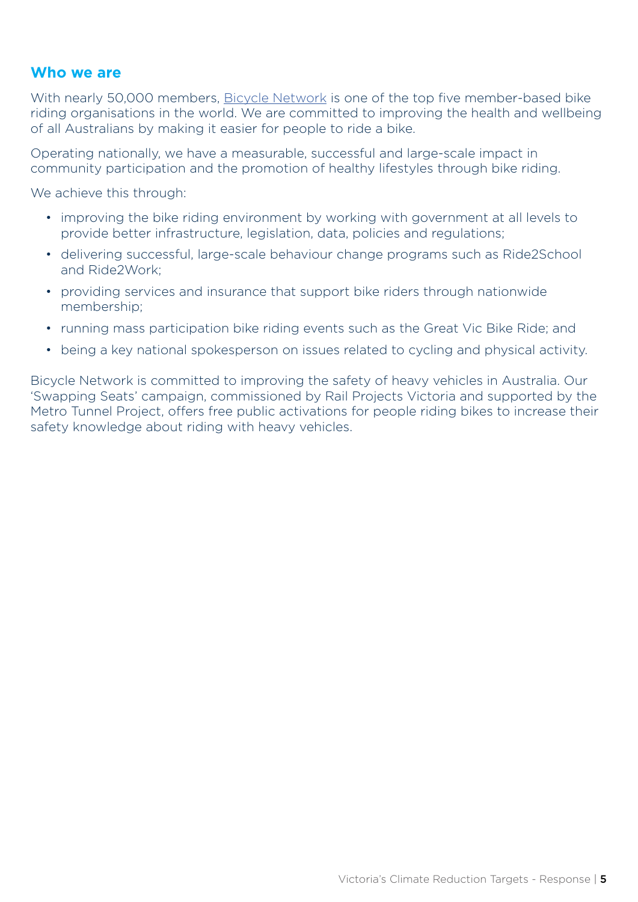## Who we are

With nearly 50,000 members, Bicycle Network is one of the top five member-based bike riding organisations in the world. We are committed to improving the health and wellbeing of all Australians by making it easier for people to ride a bike.

Operating nationally, we have a measurable, successful and large-scale impact in community participation and the promotion of healthy lifestyles through bike riding.

We achieve this through:

- improving the bike riding environment by working with government at all levels to provide better infrastructure, legislation, data, policies and regulations;
- delivering successful, large-scale behaviour change programs such as Ride2School and Ride2Work;
- providing services and insurance that support bike riders through nationwide membership;
- running mass participation bike riding events such as the Great Vic Bike Ride; and
- being a key national spokesperson on issues related to cycling and physical activity.

Bicycle Network is committed to improving the safety of heavy vehicles in Australia. Our 'Swapping Seats' campaign, commissioned by Rail Projects Victoria and supported by the Metro Tunnel Project, offers free public activations for people riding bikes to increase their safety knowledge about riding with heavy vehicles.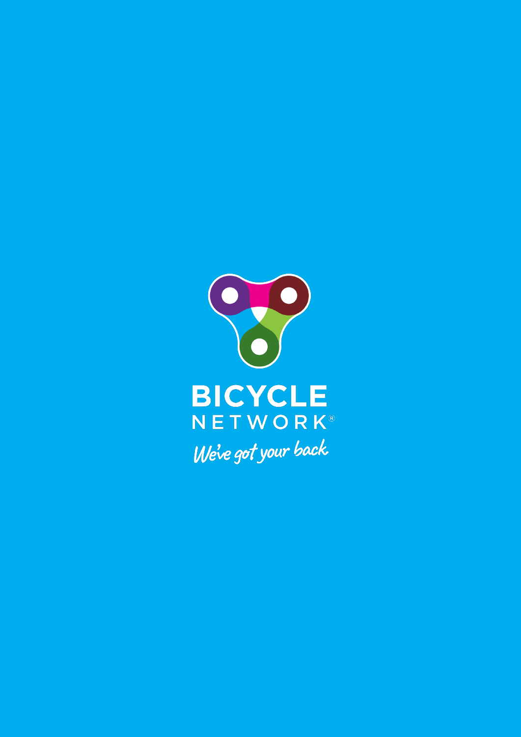BICYCLE
NETWORK®

*We've got your back.*